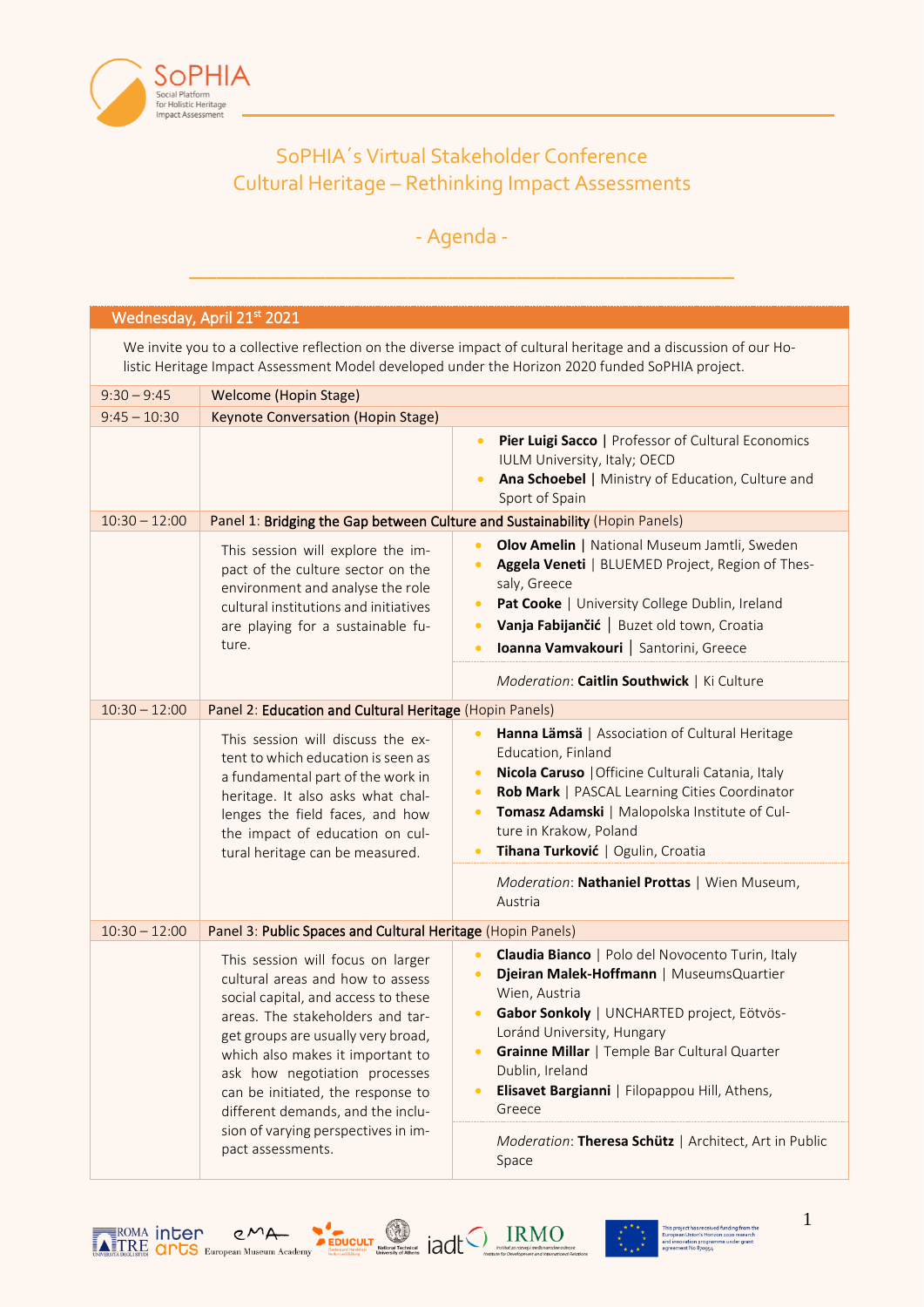# SoPHIA´s Virtual Stakeholder Conference
# Cultural Heritage – Rethinking Impact Assessments

## - Agenda -

### Wednesday, April 21st 2021

We invite you to a collective reflection on the diverse impact of cultural heritage and a discussion of our Holistic Heritage Impact Assessment Model developed under the Horizon 2020 funded SoPHIA project.

| Time | Session | |
|---|---|---|
| 9:30 – 9:45 | Welcome (Hopin Stage) | |
| 9:45 – 10:30 | Keynote Conversation (Hopin Stage) | |
| | | • **Pier Luigi Sacco** \| Professor of Cultural Economics IULM University, Italy; OECD<br>• **Ana Schoebel** \| Ministry of Education, Culture and Sport of Spain |
| 10:30 – 12:00 | Panel 1: **Bridging the Gap between Culture and Sustainability** (Hopin Panels) | |
| | This session will explore the impact of the culture sector on the environment and analyse the role cultural institutions and initiatives are playing for a sustainable future. | • **Olov Amelin** \| National Museum Jamtli, Sweden<br>• **Aggela Veneti** \| BLUEMED Project, Region of Thessaly, Greece<br>• **Pat Cooke** \| University College Dublin, Ireland<br>• **Vanja Fabijančić** \| Buzet old town, Croatia<br>• **Ioanna Vamvakouri** \| Santorini, Greece<br><br>*Moderation*: **Caitlin Southwick** \| Ki Culture |
| 10:30 – 12:00 | Panel 2: **Education and Cultural Heritage** (Hopin Panels) | |
| | This session will discuss the extent to which education is seen as a fundamental part of the work in heritage. It also asks what challenges the field faces, and how the impact of education on cultural heritage can be measured. | • **Hanna Lämsä** \| Association of Cultural Heritage Education, Finland<br>• **Nicola Caruso** \|Officine Culturali Catania, Italy<br>• **Rob Mark** \| PASCAL Learning Cities Coordinator<br>• **Tomasz Adamski** \| Malopolska Institute of Culture in Krakow, Poland<br>• **Tihana Turković** \| Ogulin, Croatia<br><br>*Moderation*: **Nathaniel Prottas** \| Wien Museum, Austria |
| 10:30 – 12:00 | Panel 3: **Public Spaces and Cultural Heritage** (Hopin Panels) | |
| | This session will focus on larger cultural areas and how to assess social capital, and access to these areas. The stakeholders and target groups are usually very broad, which also makes it important to ask how negotiation processes can be initiated, the response to different demands, and the inclusion of varying perspectives in impact assessments. | • **Claudia Bianco** \| Polo del Novocento Turin, Italy<br>• **Djeiran Malek-Hoffmann** \| MuseumsQuartier Wien, Austria<br>• **Gabor Sonkoly** \| UNCHARTED project, Eötvös-Loránd University, Hungary<br>• **Grainne Millar** \| Temple Bar Cultural Quarter Dublin, Ireland<br>• **Elisavet Bargianni** \| Filopappou Hill, Athens, Greece<br><br>*Moderation*: **Theresa Schütz** \| Architect, Art in Public Space |

This project has received funding from the European Union's Horizon 2020 research and innovation programme under grant agreement No 870954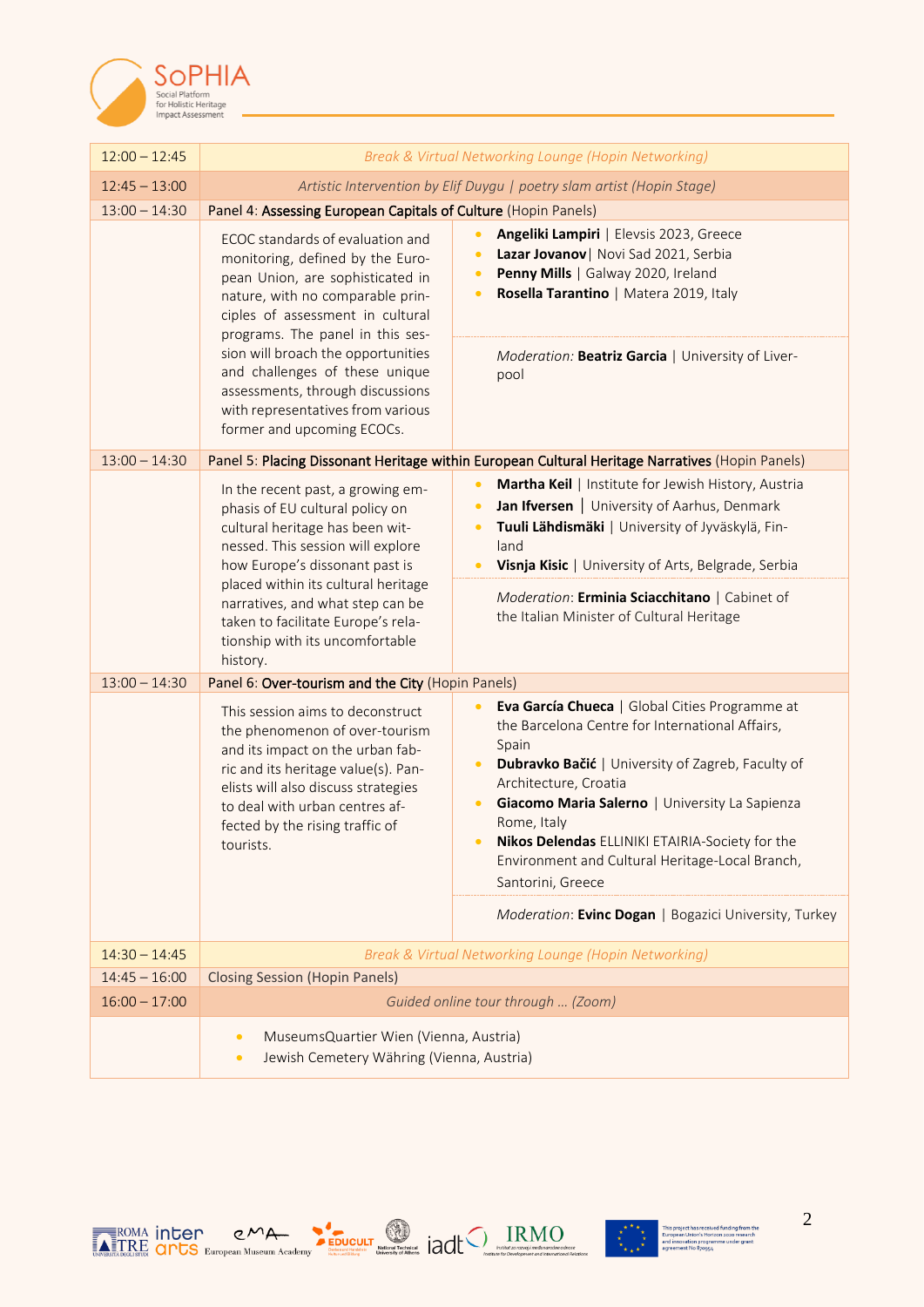| Time | Programme | |
|---|---|---|
| 12:00 – 12:45 | *Break & Virtual Networking Lounge (Hopin Networking)* | |
| 12:45 – 13:00 | *Artistic Intervention by Elif Duygu \| poetry slam artist (Hopin Stage)* | |
| 13:00 – 14:30 | Panel 4: Assessing European Capitals of Culture (Hopin Panels) | |
| | ECOC standards of evaluation and monitoring, defined by the European Union, are sophisticated in nature, with no comparable principles of assessment in cultural programs. The panel in this session will broach the opportunities and challenges of these unique assessments, through discussions with representatives from various former and upcoming ECOCs. | • **Angeliki Lampiri** \| Elevsis 2023, Greece<br>• **Lazar Jovanov**\| Novi Sad 2021, Serbia<br>• **Penny Mills** \| Galway 2020, Ireland<br>• **Rosella Tarantino** \| Matera 2019, Italy<br><br>*Moderation:* **Beatriz Garcia** \| University of Liverpool |
| 13:00 – 14:30 | Panel 5: Placing Dissonant Heritage within European Cultural Heritage Narratives (Hopin Panels) | |
| | In the recent past, a growing emphasis of EU cultural policy on cultural heritage has been witnessed. This session will explore how Europe's dissonant past is placed within its cultural heritage narratives, and what step can be taken to facilitate Europe's relationship with its uncomfortable history. | • **Martha Keil** \| Institute for Jewish History, Austria<br>• **Jan Ifversen** \| University of Aarhus, Denmark<br>• **Tuuli Lähdismäki** \| University of Jyväskylä, Finland<br>• **Visnja Kisic** \| University of Arts, Belgrade, Serbia<br><br>*Moderation*: **Erminia Sciacchitano** \| Cabinet of the Italian Minister of Cultural Heritage |
| 13:00 – 14:30 | Panel 6: Over-tourism and the City (Hopin Panels) | |
| | This session aims to deconstruct the phenomenon of over-tourism and its impact on the urban fabric and its heritage value(s). Panelists will also discuss strategies to deal with urban centres affected by the rising traffic of tourists. | • **Eva García Chueca** \| Global Cities Programme at the Barcelona Centre for International Affairs, Spain<br>• **Dubravko Bačić** \| University of Zagreb, Faculty of Architecture, Croatia<br>• **Giacomo Maria Salerno** \| University La Sapienza Rome, Italy<br>• **Nikos Delendas** ELLINIKI ETAIRIA-Society for the Environment and Cultural Heritage-Local Branch, Santorini, Greece<br><br>*Moderation*: **Evinc Dogan** \| Bogazici University, Turkey |
| 14:30 – 14:45 | *Break & Virtual Networking Lounge (Hopin Networking)* | |
| 14:45 – 16:00 | Closing Session (Hopin Panels) | |
| 16:00 – 17:00 | *Guided online tour through … (Zoom)* | |
| | • MuseumsQuartier Wien (Vienna, Austria)<br>• Jewish Cemetery Währing (Vienna, Austria) | |

This project has received funding from the European Union's Horizon 2020 research and innovation programme under grant agreement No 870954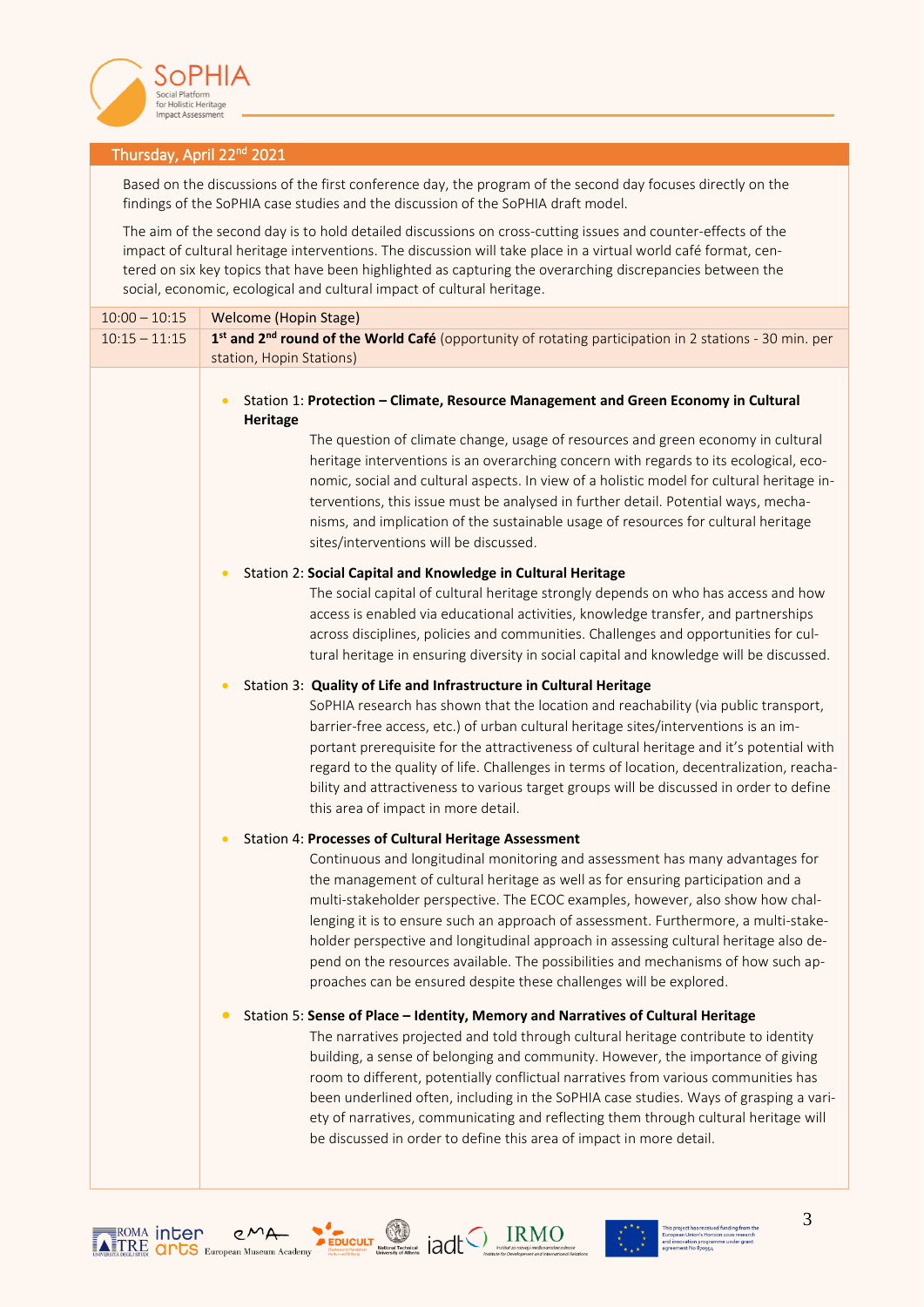## Thursday, April 22nd 2021

Based on the discussions of the first conference day, the program of the second day focuses directly on the findings of the SoPHIA case studies and the discussion of the SoPHIA draft model.

The aim of the second day is to hold detailed discussions on cross-cutting issues and counter-effects of the impact of cultural heritage interventions. The discussion will take place in a virtual world café format, centered on six key topics that have been highlighted as capturing the overarching discrepancies between the social, economic, ecological and cultural impact of cultural heritage.

| | |
|---|---|
| 10:00 – 10:15 | Welcome (Hopin Stage) |
| 10:15 – 11:15 | **1st and 2nd round of the World Café** (opportunity of rotating participation in 2 stations - 30 min. per station, Hopin Stations) |

- Station 1: **Protection – Climate, Resource Management and Green Economy in Cultural Heritage**

  The question of climate change, usage of resources and green economy in cultural heritage interventions is an overarching concern with regards to its ecological, economic, social and cultural aspects. In view of a holistic model for cultural heritage interventions, this issue must be analysed in further detail. Potential ways, mechanisms, and implication of the sustainable usage of resources for cultural heritage sites/interventions will be discussed.

- Station 2: **Social Capital and Knowledge in Cultural Heritage**

  The social capital of cultural heritage strongly depends on who has access and how access is enabled via educational activities, knowledge transfer, and partnerships across disciplines, policies and communities. Challenges and opportunities for cultural heritage in ensuring diversity in social capital and knowledge will be discussed.

- Station 3: **Quality of Life and Infrastructure in Cultural Heritage**

  SoPHIA research has shown that the location and reachability (via public transport, barrier-free access, etc.) of urban cultural heritage sites/interventions is an important prerequisite for the attractiveness of cultural heritage and it's potential with regard to the quality of life. Challenges in terms of location, decentralization, reachability and attractiveness to various target groups will be discussed in order to define this area of impact in more detail.

- Station 4: **Processes of Cultural Heritage Assessment**

  Continuous and longitudinal monitoring and assessment has many advantages for the management of cultural heritage as well as for ensuring participation and a multi-stakeholder perspective. The ECOC examples, however, also show how challenging it is to ensure such an approach of assessment. Furthermore, a multi-stakeholder perspective and longitudinal approach in assessing cultural heritage also depend on the resources available. The possibilities and mechanisms of how such approaches can be ensured despite these challenges will be explored.

- Station 5: **Sense of Place – Identity, Memory and Narratives of Cultural Heritage**

  The narratives projected and told through cultural heritage contribute to identity building, a sense of belonging and community. However, the importance of giving room to different, potentially conflictual narratives from various communities has been underlined often, including in the SoPHIA case studies. Ways of grasping a variety of narratives, communicating and reflecting them through cultural heritage will be discussed in order to define this area of impact in more detail.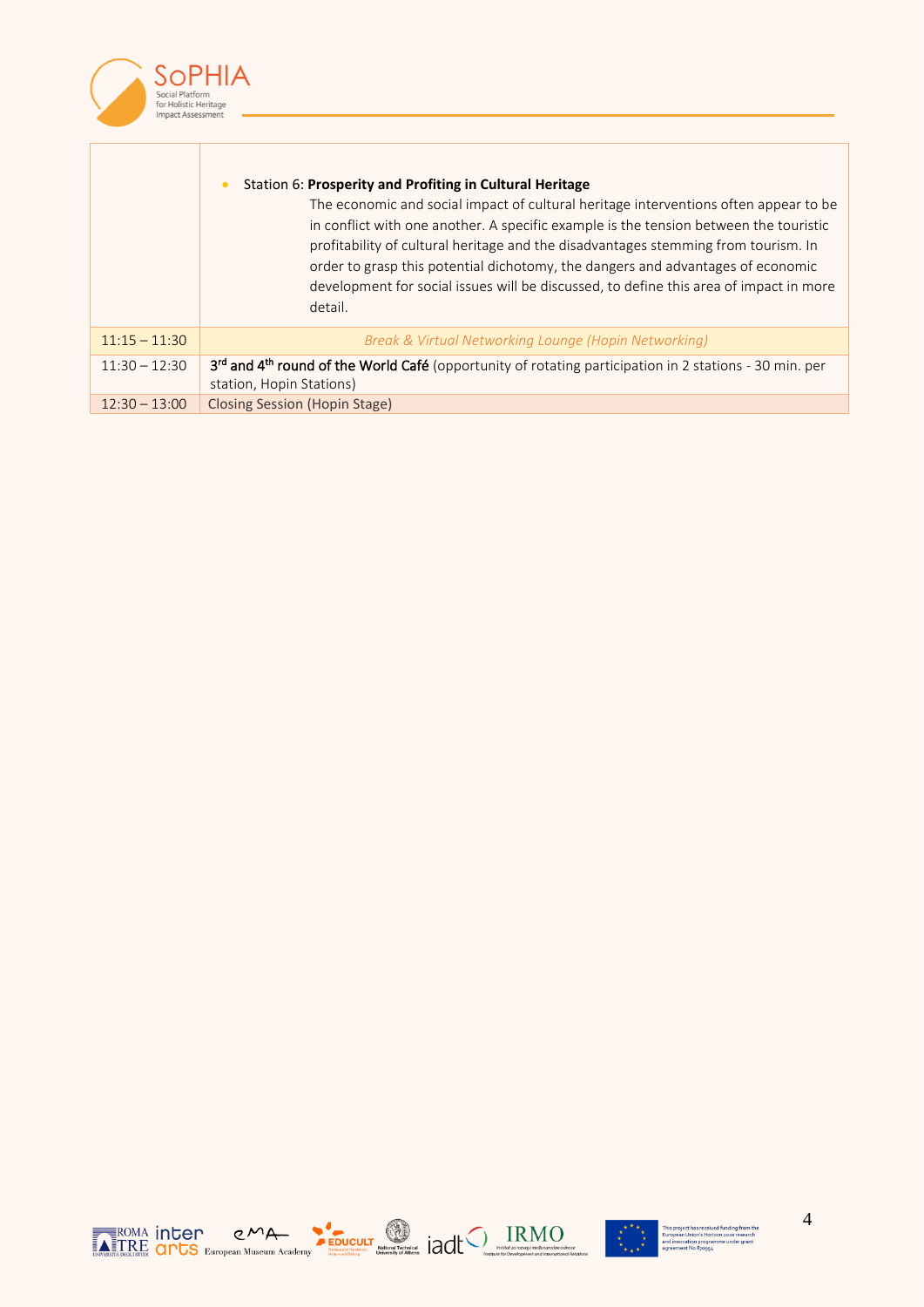| | |
|---|---|
| | • Station 6: **Prosperity and Profiting in Cultural Heritage**<br>The economic and social impact of cultural heritage interventions often appear to be in conflict with one another. A specific example is the tension between the touristic profitability of cultural heritage and the disadvantages stemming from tourism. In order to grasp this potential dichotomy, the dangers and advantages of economic development for social issues will be discussed, to define this area of impact in more detail. |
| 11:15 – 11:30 | *Break & Virtual Networking Lounge (Hopin Networking)* |
| 11:30 – 12:30 | **3rd and 4th round of the World Café** (opportunity of rotating participation in 2 stations - 30 min. per station, Hopin Stations) |
| 12:30 – 13:00 | Closing Session (Hopin Stage) |

This project has received funding from the European Union's Horizon 2020 research and innovation programme under grant agreement No 870954